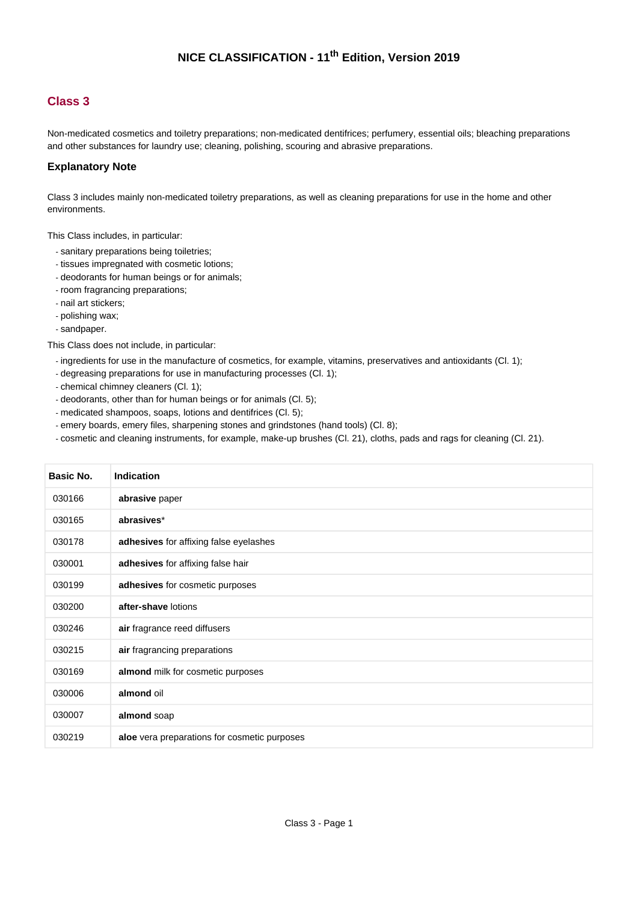# NICE CLASSIFICATION - 11th Edition, Version 2019

## Class 3

Non-medicated cosmetics and toiletry preparations; non-medicated dentifrices; perfumery, essential oils; bleaching preparations and other substances for laundry use; cleaning, polishing, scouring and abrasive preparations.

### Explanatory Note

Class 3 includes mainly non-medicated toiletry preparations, as well as cleaning preparations for use in the home and other environments.

This Class includes, in particular:

- sanitary preparations being toiletries;
- tissues impregnated with cosmetic lotions;
- deodorants for human beings or for animals;
- room fragrancing preparations;
- nail art stickers;
- polishing wax;
- sandpaper.

This Class does not include, in particular:

- ingredients for use in the manufacture of cosmetics, for example, vitamins, preservatives and antioxidants (Cl. 1);
- degreasing preparations for use in manufacturing processes (Cl. 1);
- chemical chimney cleaners (Cl. 1);
- deodorants, other than for human beings or for animals (Cl. 5);
- medicated shampoos, soaps, lotions and dentifrices (Cl. 5);
- emery boards, emery files, sharpening stones and grindstones (hand tools) (Cl. 8);
- cosmetic and cleaning instruments, for example, make-up brushes (Cl. 21), cloths, pads and rags for cleaning (Cl. 21).

| Basic No. | Indication |
|---|---|
| 030166 | **abrasive** paper |
| 030165 | **abrasives**\* |
| 030178 | **adhesives** for affixing false eyelashes |
| 030001 | **adhesives** for affixing false hair |
| 030199 | **adhesives** for cosmetic purposes |
| 030200 | **after-shave** lotions |
| 030246 | **air** fragrance reed diffusers |
| 030215 | **air** fragrancing preparations |
| 030169 | **almond** milk for cosmetic purposes |
| 030006 | **almond** oil |
| 030007 | **almond** soap |
| 030219 | **aloe** vera preparations for cosmetic purposes |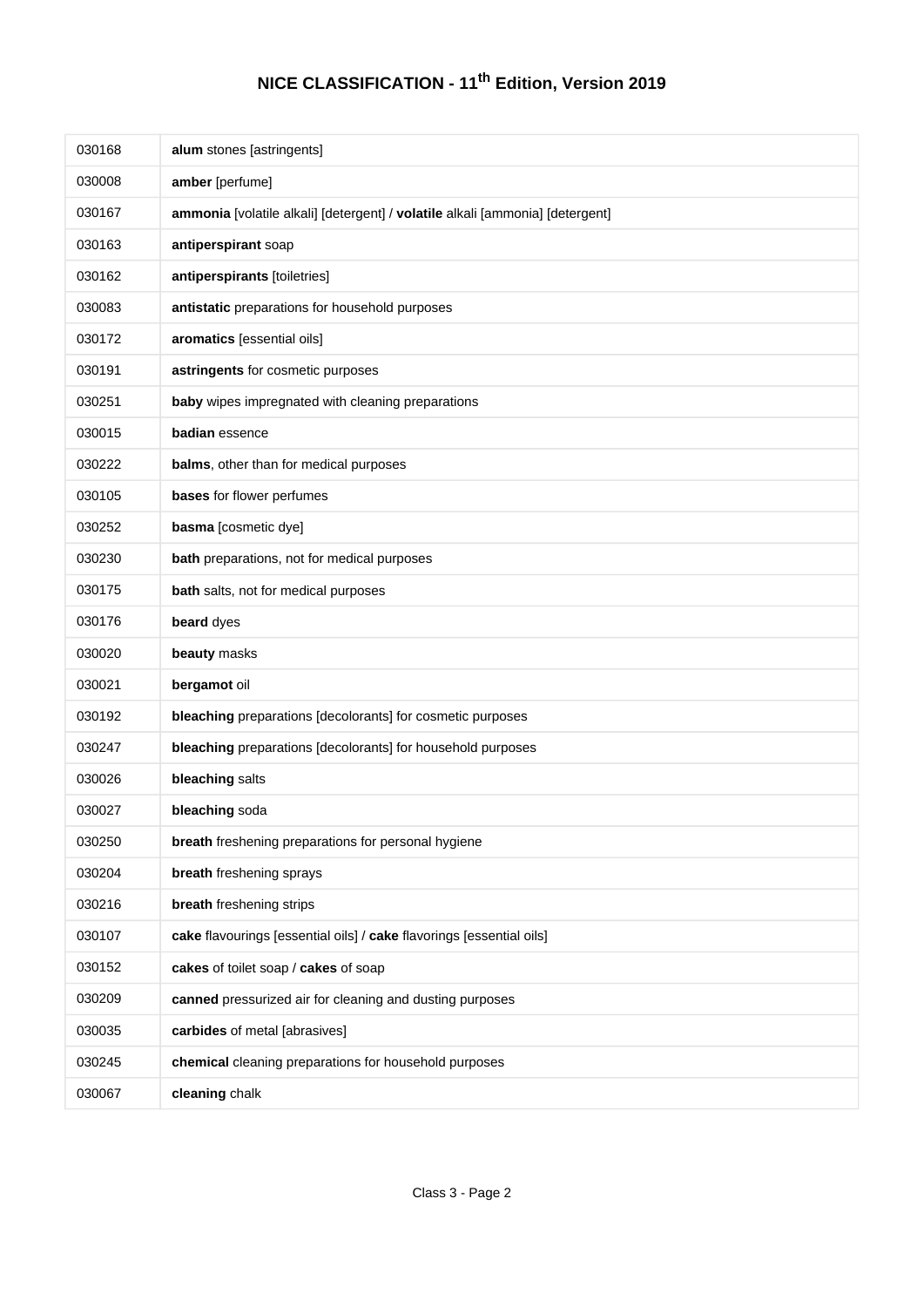# NICE CLASSIFICATION - 11th Edition, Version 2019

| | |
|---|---|
| 030168 | **alum** stones [astringents] |
| 030008 | **amber** [perfume] |
| 030167 | **ammonia** [volatile alkali] [detergent] / **volatile** alkali [ammonia] [detergent] |
| 030163 | **antiperspirant** soap |
| 030162 | **antiperspirants** [toiletries] |
| 030083 | **antistatic** preparations for household purposes |
| 030172 | **aromatics** [essential oils] |
| 030191 | **astringents** for cosmetic purposes |
| 030251 | **baby** wipes impregnated with cleaning preparations |
| 030015 | **badian** essence |
| 030222 | **balms**, other than for medical purposes |
| 030105 | **bases** for flower perfumes |
| 030252 | **basma** [cosmetic dye] |
| 030230 | **bath** preparations, not for medical purposes |
| 030175 | **bath** salts, not for medical purposes |
| 030176 | **beard** dyes |
| 030020 | **beauty** masks |
| 030021 | **bergamot** oil |
| 030192 | **bleaching** preparations [decolorants] for cosmetic purposes |
| 030247 | **bleaching** preparations [decolorants] for household purposes |
| 030026 | **bleaching** salts |
| 030027 | **bleaching** soda |
| 030250 | **breath** freshening preparations for personal hygiene |
| 030204 | **breath** freshening sprays |
| 030216 | **breath** freshening strips |
| 030107 | **cake** flavourings [essential oils] / **cake** flavorings [essential oils] |
| 030152 | **cakes** of toilet soap / **cakes** of soap |
| 030209 | **canned** pressurized air for cleaning and dusting purposes |
| 030035 | **carbides** of metal [abrasives] |
| 030245 | **chemical** cleaning preparations for household purposes |
| 030067 | **cleaning** chalk |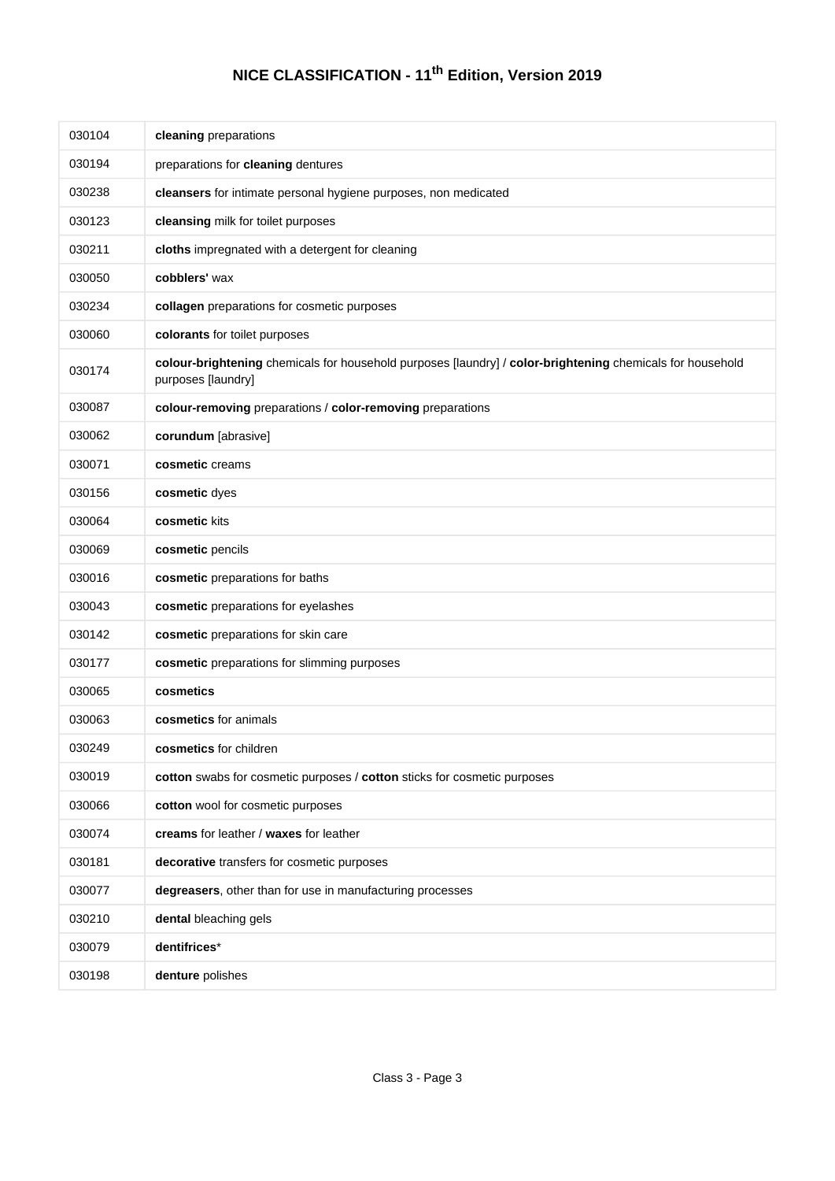# NICE CLASSIFICATION - 11th Edition, Version 2019

| | |
|---|---|
| 030104 | **cleaning** preparations |
| 030194 | preparations for **cleaning** dentures |
| 030238 | **cleansers** for intimate personal hygiene purposes, non medicated |
| 030123 | **cleansing** milk for toilet purposes |
| 030211 | **cloths** impregnated with a detergent for cleaning |
| 030050 | **cobblers'** wax |
| 030234 | **collagen** preparations for cosmetic purposes |
| 030060 | **colorants** for toilet purposes |
| 030174 | **colour-brightening** chemicals for household purposes [laundry] / **color-brightening** chemicals for household purposes [laundry] |
| 030087 | **colour-removing** preparations / **color-removing** preparations |
| 030062 | **corundum** [abrasive] |
| 030071 | **cosmetic** creams |
| 030156 | **cosmetic** dyes |
| 030064 | **cosmetic** kits |
| 030069 | **cosmetic** pencils |
| 030016 | **cosmetic** preparations for baths |
| 030043 | **cosmetic** preparations for eyelashes |
| 030142 | **cosmetic** preparations for skin care |
| 030177 | **cosmetic** preparations for slimming purposes |
| 030065 | **cosmetics** |
| 030063 | **cosmetics** for animals |
| 030249 | **cosmetics** for children |
| 030019 | **cotton** swabs for cosmetic purposes / **cotton** sticks for cosmetic purposes |
| 030066 | **cotton** wool for cosmetic purposes |
| 030074 | **creams** for leather / **waxes** for leather |
| 030181 | **decorative** transfers for cosmetic purposes |
| 030077 | **degreasers**, other than for use in manufacturing processes |
| 030210 | **dental** bleaching gels |
| 030079 | **dentifrices**\* |
| 030198 | **denture** polishes |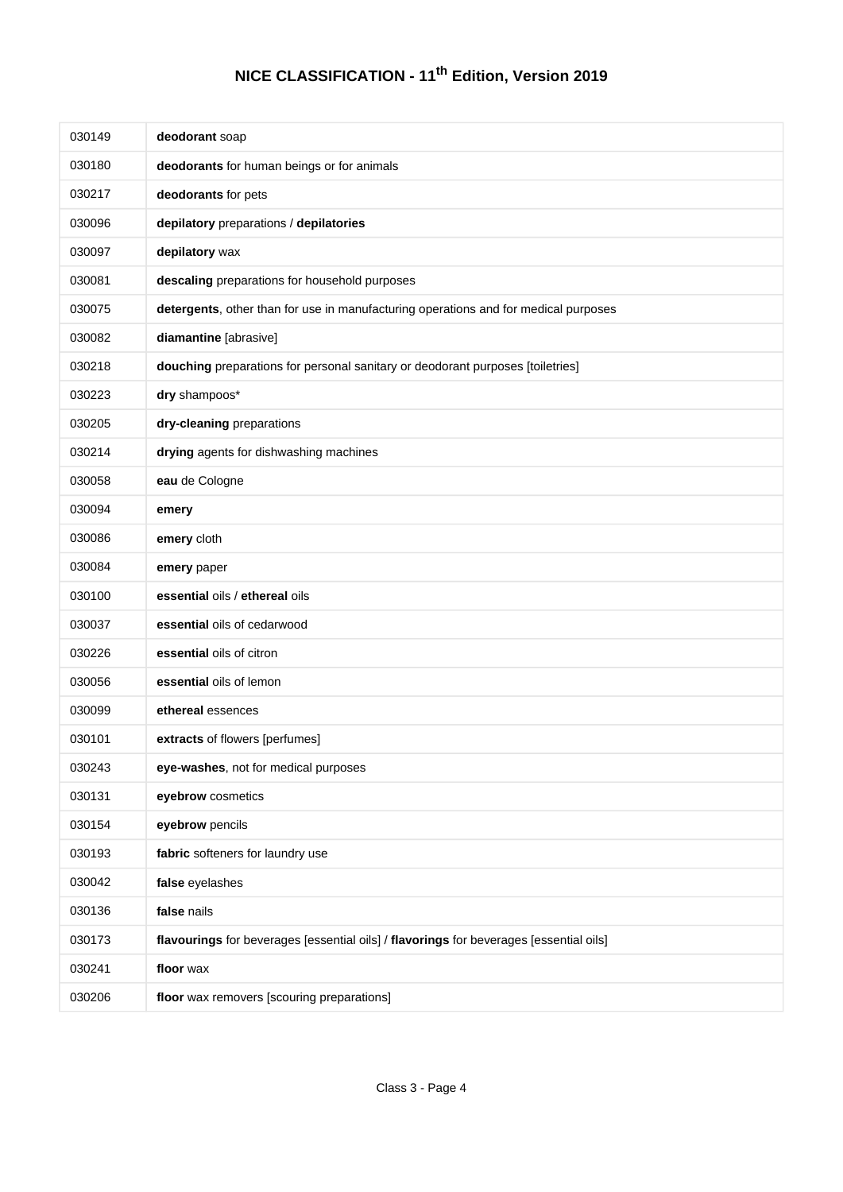# NICE CLASSIFICATION - 11th Edition, Version 2019

| | |
|---|---|
| 030149 | **deodorant** soap |
| 030180 | **deodorants** for human beings or for animals |
| 030217 | **deodorants** for pets |
| 030096 | **depilatory** preparations / **depilatories** |
| 030097 | **depilatory** wax |
| 030081 | **descaling** preparations for household purposes |
| 030075 | **detergents**, other than for use in manufacturing operations and for medical purposes |
| 030082 | **diamantine** [abrasive] |
| 030218 | **douching** preparations for personal sanitary or deodorant purposes [toiletries] |
| 030223 | **dry** shampoos* |
| 030205 | **dry-cleaning** preparations |
| 030214 | **drying** agents for dishwashing machines |
| 030058 | **eau** de Cologne |
| 030094 | **emery** |
| 030086 | **emery** cloth |
| 030084 | **emery** paper |
| 030100 | **essential** oils / **ethereal** oils |
| 030037 | **essential** oils of cedarwood |
| 030226 | **essential** oils of citron |
| 030056 | **essential** oils of lemon |
| 030099 | **ethereal** essences |
| 030101 | **extracts** of flowers [perfumes] |
| 030243 | **eye-washes**, not for medical purposes |
| 030131 | **eyebrow** cosmetics |
| 030154 | **eyebrow** pencils |
| 030193 | **fabric** softeners for laundry use |
| 030042 | **false** eyelashes |
| 030136 | **false** nails |
| 030173 | **flavourings** for beverages [essential oils] / **flavorings** for beverages [essential oils] |
| 030241 | **floor** wax |
| 030206 | **floor** wax removers [scouring preparations] |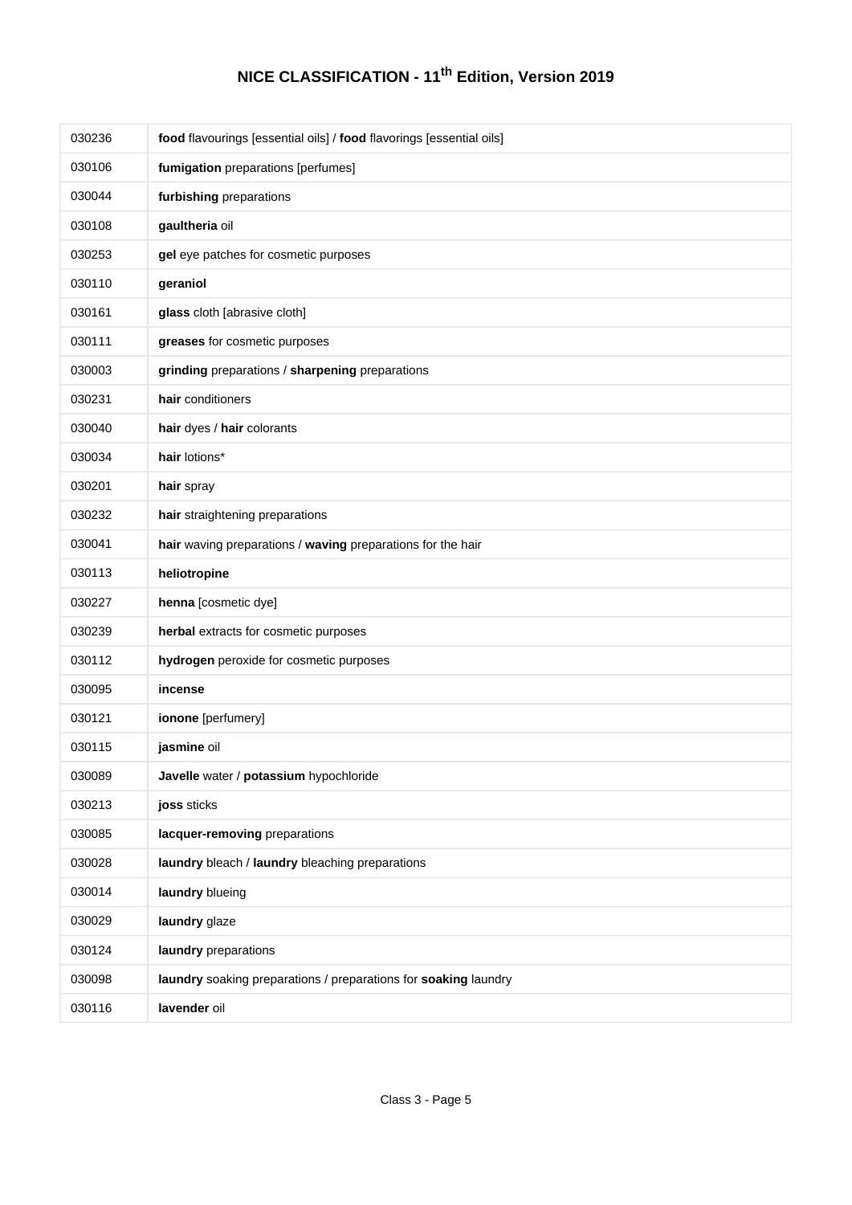# NICE CLASSIFICATION - 11th Edition, Version 2019

| | |
|---|---|
| 030236 | **food** flavourings [essential oils] / **food** flavorings [essential oils] |
| 030106 | **fumigation** preparations [perfumes] |
| 030044 | **furbishing** preparations |
| 030108 | **gaultheria** oil |
| 030253 | **gel** eye patches for cosmetic purposes |
| 030110 | **geraniol** |
| 030161 | **glass** cloth [abrasive cloth] |
| 030111 | **greases** for cosmetic purposes |
| 030003 | **grinding** preparations / **sharpening** preparations |
| 030231 | **hair** conditioners |
| 030040 | **hair** dyes / **hair** colorants |
| 030034 | **hair** lotions* |
| 030201 | **hair** spray |
| 030232 | **hair** straightening preparations |
| 030041 | **hair** waving preparations / **waving** preparations for the hair |
| 030113 | **heliotropine** |
| 030227 | **henna** [cosmetic dye] |
| 030239 | **herbal** extracts for cosmetic purposes |
| 030112 | **hydrogen** peroxide for cosmetic purposes |
| 030095 | **incense** |
| 030121 | **ionone** [perfumery] |
| 030115 | **jasmine** oil |
| 030089 | **Javelle** water / **potassium** hypochloride |
| 030213 | **joss** sticks |
| 030085 | **lacquer-removing** preparations |
| 030028 | **laundry** bleach / **laundry** bleaching preparations |
| 030014 | **laundry** blueing |
| 030029 | **laundry** glaze |
| 030124 | **laundry** preparations |
| 030098 | **laundry** soaking preparations / preparations for **soaking** laundry |
| 030116 | **lavender** oil |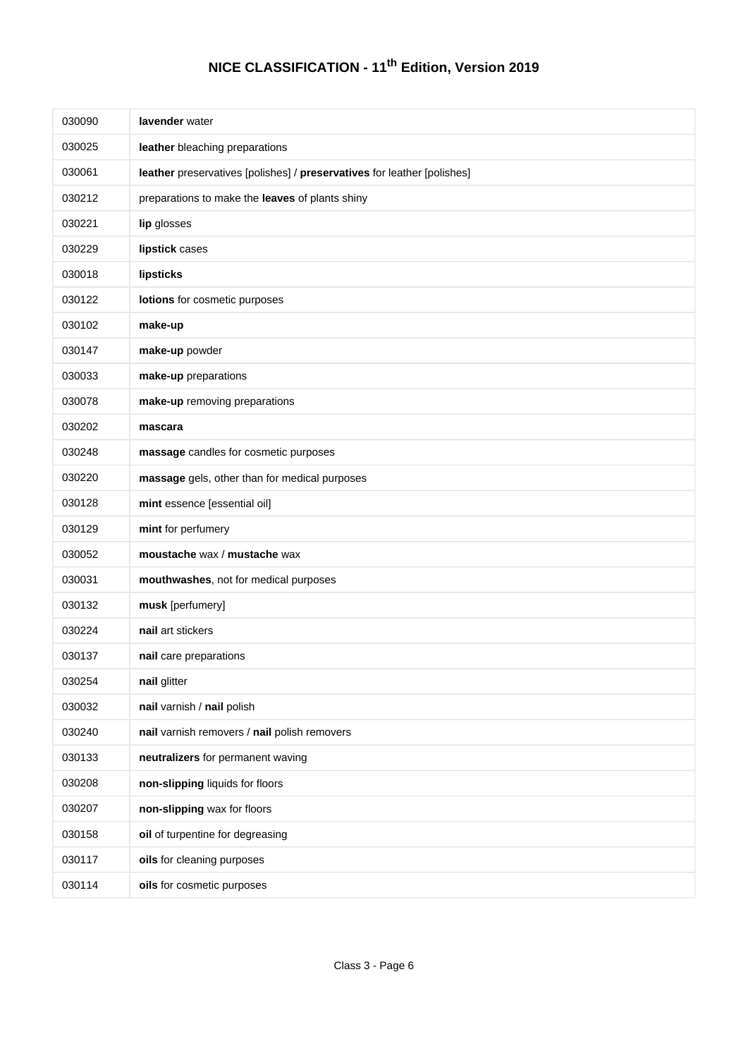# NICE CLASSIFICATION - 11th Edition, Version 2019

| | |
|---|---|
| 030090 | **lavender** water |
| 030025 | **leather** bleaching preparations |
| 030061 | **leather** preservatives [polishes] / **preservatives** for leather [polishes] |
| 030212 | preparations to make the **leaves** of plants shiny |
| 030221 | **lip** glosses |
| 030229 | **lipstick** cases |
| 030018 | **lipsticks** |
| 030122 | **lotions** for cosmetic purposes |
| 030102 | **make-up** |
| 030147 | **make-up** powder |
| 030033 | **make-up** preparations |
| 030078 | **make-up** removing preparations |
| 030202 | **mascara** |
| 030248 | **massage** candles for cosmetic purposes |
| 030220 | **massage** gels, other than for medical purposes |
| 030128 | **mint** essence [essential oil] |
| 030129 | **mint** for perfumery |
| 030052 | **moustache** wax / **mustache** wax |
| 030031 | **mouthwashes**, not for medical purposes |
| 030132 | **musk** [perfumery] |
| 030224 | **nail** art stickers |
| 030137 | **nail** care preparations |
| 030254 | **nail** glitter |
| 030032 | **nail** varnish / **nail** polish |
| 030240 | **nail** varnish removers / **nail** polish removers |
| 030133 | **neutralizers** for permanent waving |
| 030208 | **non-slipping** liquids for floors |
| 030207 | **non-slipping** wax for floors |
| 030158 | **oil** of turpentine for degreasing |
| 030117 | **oils** for cleaning purposes |
| 030114 | **oils** for cosmetic purposes |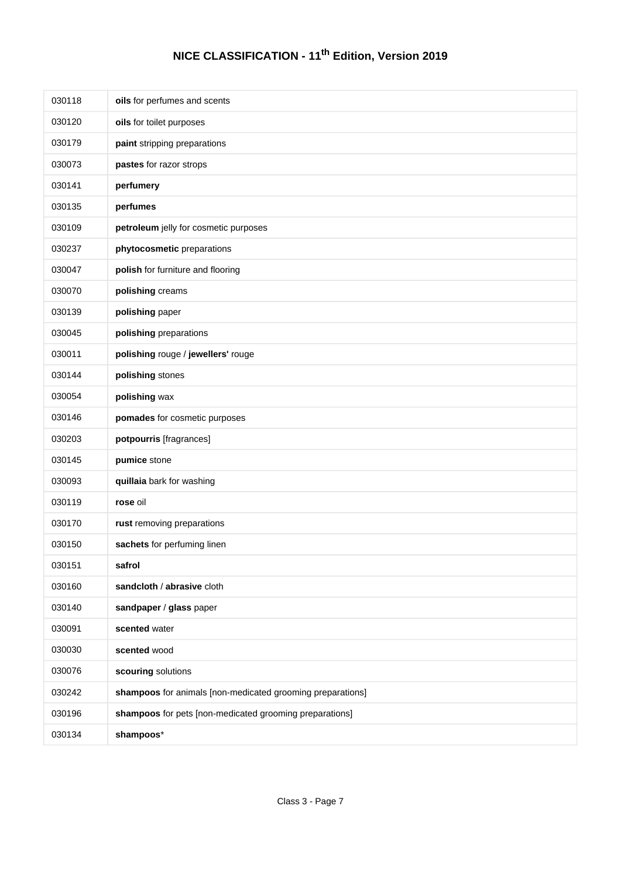# NICE CLASSIFICATION - 11th Edition, Version 2019

| | |
|---|---|
| 030118 | **oils** for perfumes and scents |
| 030120 | **oils** for toilet purposes |
| 030179 | **paint** stripping preparations |
| 030073 | **pastes** for razor strops |
| 030141 | **perfumery** |
| 030135 | **perfumes** |
| 030109 | **petroleum** jelly for cosmetic purposes |
| 030237 | **phytocosmetic** preparations |
| 030047 | **polish** for furniture and flooring |
| 030070 | **polishing** creams |
| 030139 | **polishing** paper |
| 030045 | **polishing** preparations |
| 030011 | **polishing** rouge / **jewellers'** rouge |
| 030144 | **polishing** stones |
| 030054 | **polishing** wax |
| 030146 | **pomades** for cosmetic purposes |
| 030203 | **potpourris** [fragrances] |
| 030145 | **pumice** stone |
| 030093 | **quillaia** bark for washing |
| 030119 | **rose** oil |
| 030170 | **rust** removing preparations |
| 030150 | **sachets** for perfuming linen |
| 030151 | **safrol** |
| 030160 | **sandcloth** / **abrasive** cloth |
| 030140 | **sandpaper** / **glass** paper |
| 030091 | **scented** water |
| 030030 | **scented** wood |
| 030076 | **scouring** solutions |
| 030242 | **shampoos** for animals [non-medicated grooming preparations] |
| 030196 | **shampoos** for pets [non-medicated grooming preparations] |
| 030134 | **shampoos*** |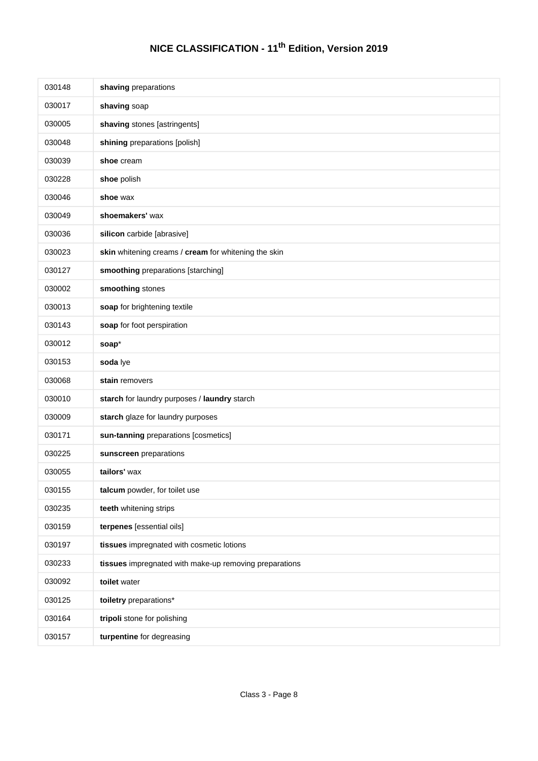# NICE CLASSIFICATION - 11th Edition, Version 2019

| | |
|---|---|
| 030148 | **shaving** preparations |
| 030017 | **shaving** soap |
| 030005 | **shaving** stones [astringents] |
| 030048 | **shining** preparations [polish] |
| 030039 | **shoe** cream |
| 030228 | **shoe** polish |
| 030046 | **shoe** wax |
| 030049 | **shoemakers'** wax |
| 030036 | **silicon** carbide [abrasive] |
| 030023 | **skin** whitening creams / **cream** for whitening the skin |
| 030127 | **smoothing** preparations [starching] |
| 030002 | **smoothing** stones |
| 030013 | **soap** for brightening textile |
| 030143 | **soap** for foot perspiration |
| 030012 | **soap*** |
| 030153 | **soda** lye |
| 030068 | **stain** removers |
| 030010 | **starch** for laundry purposes / **laundry** starch |
| 030009 | **starch** glaze for laundry purposes |
| 030171 | **sun-tanning** preparations [cosmetics] |
| 030225 | **sunscreen** preparations |
| 030055 | **tailors'** wax |
| 030155 | **talcum** powder, for toilet use |
| 030235 | **teeth** whitening strips |
| 030159 | **terpenes** [essential oils] |
| 030197 | **tissues** impregnated with cosmetic lotions |
| 030233 | **tissues** impregnated with make-up removing preparations |
| 030092 | **toilet** water |
| 030125 | **toiletry** preparations* |
| 030164 | **tripoli** stone for polishing |
| 030157 | **turpentine** for degreasing |

Class 3 - Page 8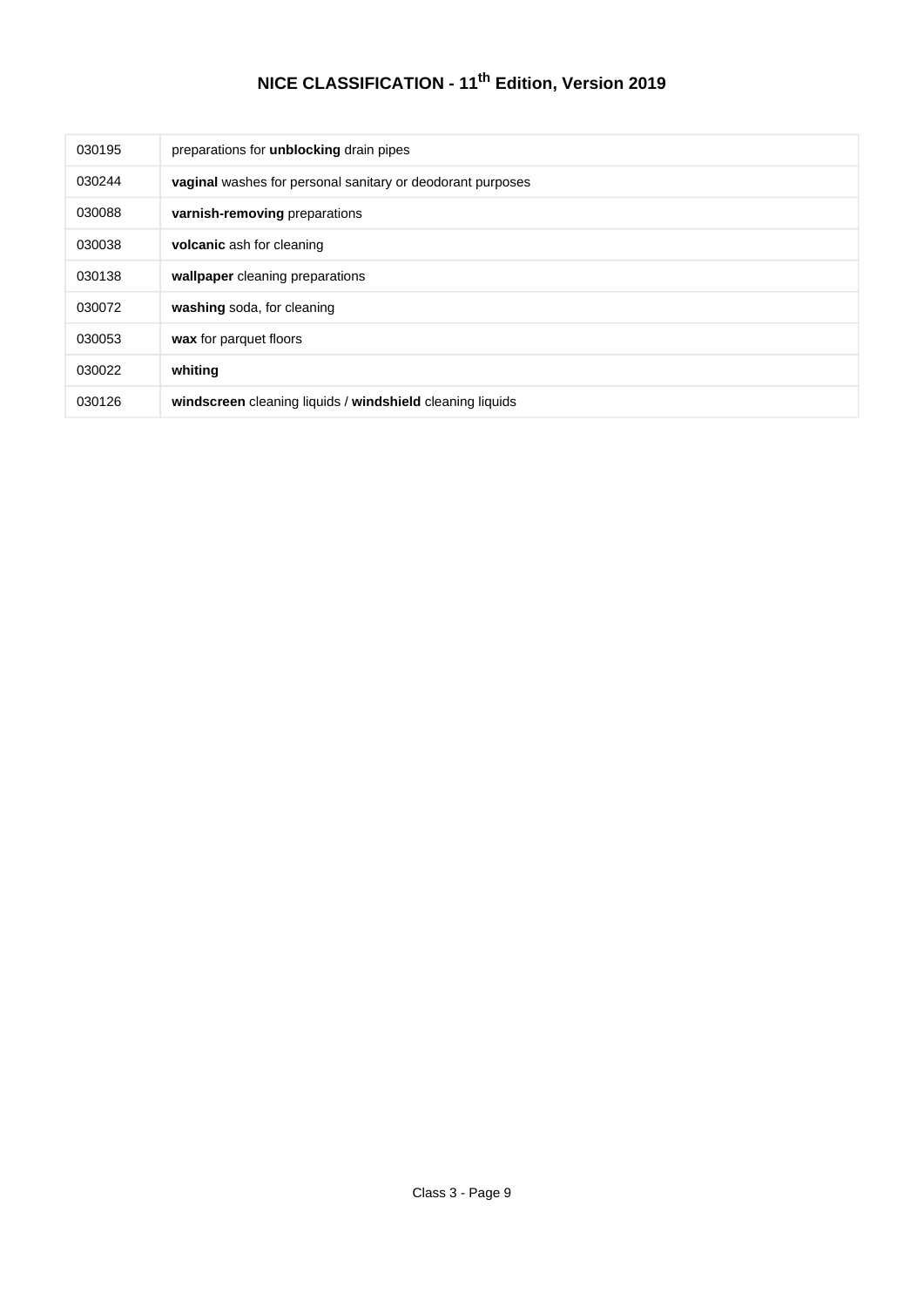# NICE CLASSIFICATION - 11th Edition, Version 2019

| | |
|---|---|
| 030195 | preparations for **unblocking** drain pipes |
| 030244 | **vaginal** washes for personal sanitary or deodorant purposes |
| 030088 | **varnish-removing** preparations |
| 030038 | **volcanic** ash for cleaning |
| 030138 | **wallpaper** cleaning preparations |
| 030072 | **washing** soda, for cleaning |
| 030053 | **wax** for parquet floors |
| 030022 | **whiting** |
| 030126 | **windscreen** cleaning liquids / **windshield** cleaning liquids |